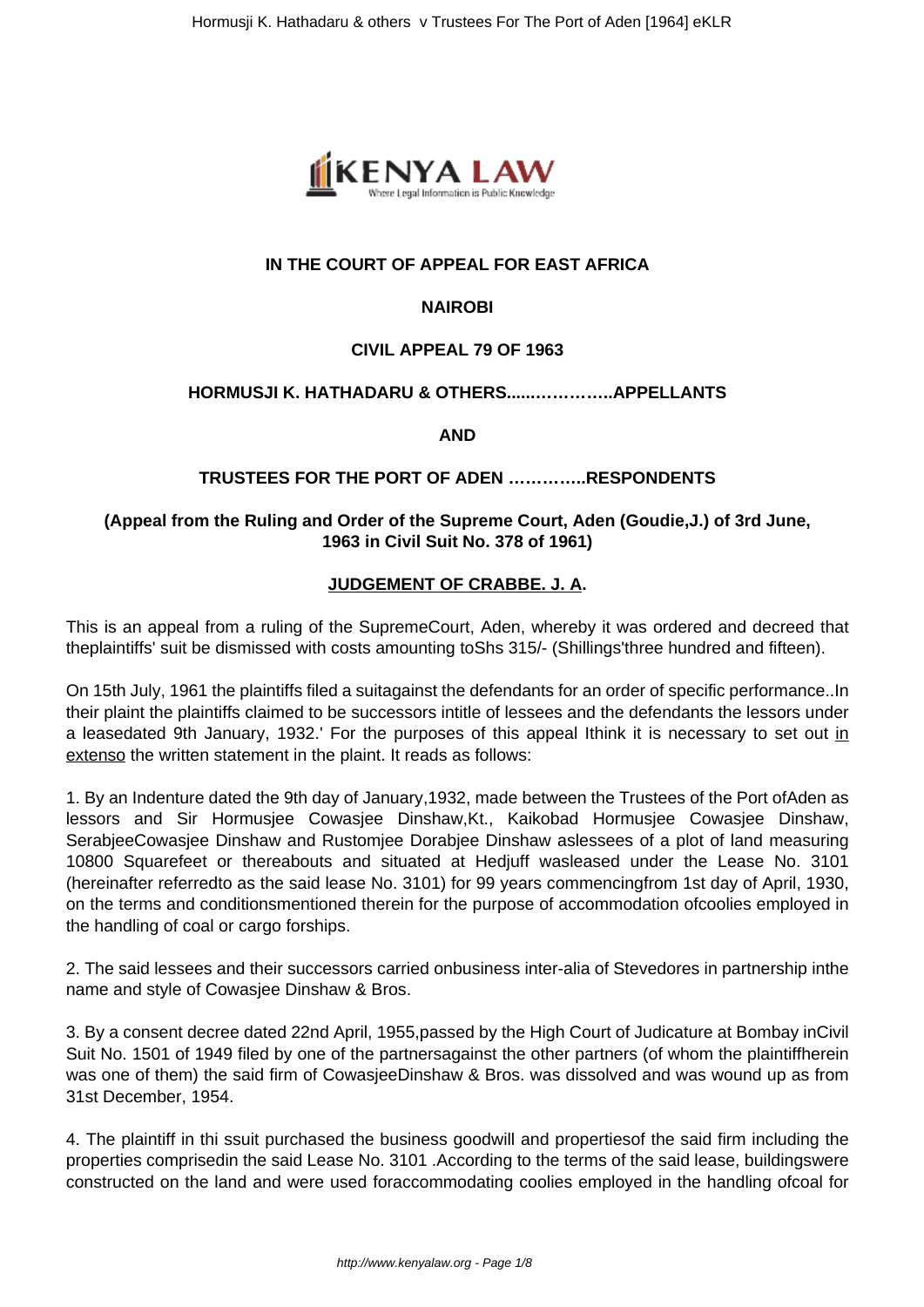**IN THE COURT OF APPEAL FOR EAST AFRICA**

**NAIROBI**

**CIVIL APPEAL 79 OF 1963**

**HORMUSJI K. HATHADARU & OTHERS.....…………..APPELLANTS**

**AND**

**TRUSTEES FOR THE PORT OF ADEN …………..RESPONDENTS**

**(Appeal from the Ruling and Order of the Supreme Court, Aden (Goudie,J.) of 3rd June, 1963 in Civil Suit No. 378 of 1961)**

**JUDGEMENT OF CRABBE. J. A.**

This is an appeal from a ruling of the SupremeCourt, Aden, whereby it was ordered and decreed that theplaintiffs' suit be dismissed with costs amounting toShs 315/- (Shillings'three hundred and fifteen).

On 15th July, 1961 the plaintiffs filed a suitagainst the defendants for an order of specific performance..In their plaint the plaintiffs claimed to be successors intitle of lessees and the defendants the lessors under a leasedated 9th January, 1932.' For the purposes of this appeal Ithink it is necessary to set out in extenso the written statement in the plaint. It reads as follows:

1. By an Indenture dated the 9th day of January,1932, made between the Trustees of the Port ofAden as lessors and Sir Hormusjee Cowasjee Dinshaw,Kt., Kaikobad Hormusjee Cowasjee Dinshaw, SerabjeeCowasjee Dinshaw and Rustomjee Dorabjee Dinshaw aslessees of a plot of land measuring 10800 Squarefeet or thereabouts and situated at Hedjuff wasleased under the Lease No. 3101 (hereinafter referredto as the said lease No. 3101) for 99 years commencingfrom 1st day of April, 1930, on the terms and conditionsmentioned therein for the purpose of accommodation ofcoolies employed in the handling of coal or cargo forships.

2. The said lessees and their successors carried onbusiness inter-alia of Stevedores in partnership inthe name and style of Cowasjee Dinshaw & Bros.

3. By a consent decree dated 22nd April, 1955,passed by the High Court of Judicature at Bombay inCivil Suit No. 1501 of 1949 filed by one of the partnersagainst the other partners (of whom the plaintiffherein was one of them) the said firm of CowasjeeDinshaw & Bros. was dissolved and was wound up as from 31st December, 1954.

4. The plaintiff in thi ssuit purchased the business goodwill and propertiesof the said firm including the properties comprisedin the said Lease No. 3101 .According to the terms of the said lease, buildingswere constructed on the land and were used foraccommodating coolies employed in the handling ofcoal for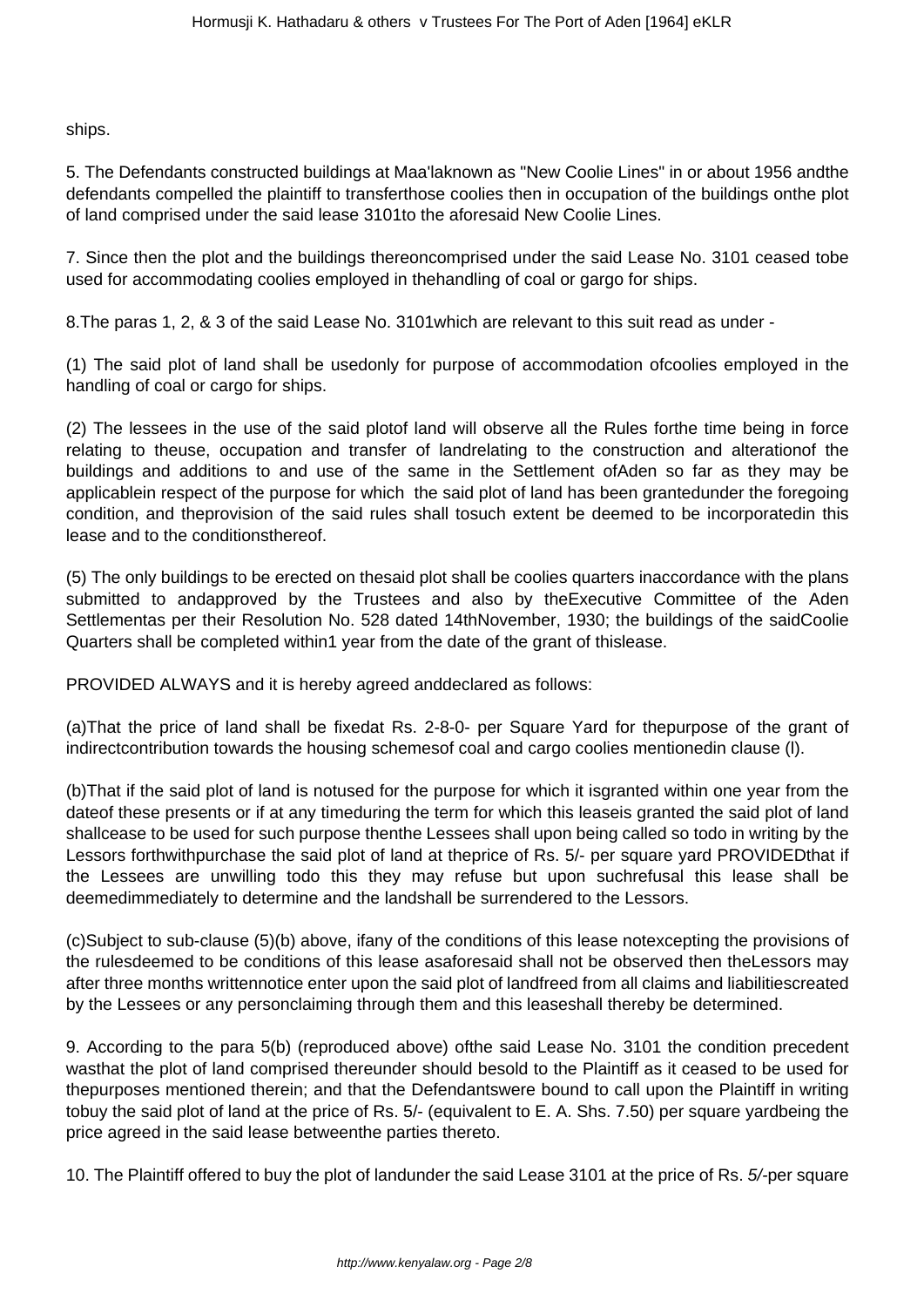ships.

5. The Defendants constructed buildings at Maa'laknown as "New Coolie Lines" in or about 1956 andthe defendants compelled the plaintiff to transferthose coolies then in occupation of the buildings onthe plot of land comprised under the said lease 3101to the aforesaid New Coolie Lines.

7. Since then the plot and the buildings thereoncomprised under the said Lease No. 3101 ceased tobe used for accommodating coolies employed in thehandling of coal or gargo for ships.

8.The paras 1, 2, & 3 of the said Lease No. 3101which are relevant to this suit read as under -

(1) The said plot of land shall be usedonly for purpose of accommodation ofcoolies employed in the handling of coal or cargo for ships.

(2) The lessees in the use of the said plotof land will observe all the Rules forthe time being in force relating to theuse, occupation and transfer of landrelating to the construction and alterationof the buildings and additions to and use of the same in the Settlement ofAden so far as they may be applicablein respect of the purpose for which the said plot of land has been grantedunder the foregoing condition, and theprovision of the said rules shall tosuch extent be deemed to be incorporatedin this lease and to the conditionsthereof.

(5) The only buildings to be erected on thesaid plot shall be coolies quarters inaccordance with the plans submitted to andapproved by the Trustees and also by theExecutive Committee of the Aden Settlementas per their Resolution No. 528 dated 14thNovember, 1930; the buildings of the saidCoolie Quarters shall be completed within1 year from the date of the grant of thislease.

PROVIDED ALWAYS and it is hereby agreed anddeclared as follows:

(a)That the price of land shall be fixedat Rs. 2-8-0- per Square Yard for thepurpose of the grant of indirectcontribution towards the housing schemesof coal and cargo coolies mentionedin clause (l).

(b)That if the said plot of land is notused for the purpose for which it isgranted within one year from the dateof these presents or if at any timeduring the term for which this leaseis granted the said plot of land shallcease to be used for such purpose thenthe Lessees shall upon being called so todo in writing by the Lessors forthwithpurchase the said plot of land at theprice of Rs. 5/- per square yard PROVIDEDthat if the Lessees are unwilling todo this they may refuse but upon suchrefusal this lease shall be deemedimmediately to determine and the landshall be surrendered to the Lessors.

(c)Subject to sub-clause (5)(b) above, ifany of the conditions of this lease notexcepting the provisions of the rulesdeemed to be conditions of this lease asaforesaid shall not be observed then theLessors may after three months writtennotice enter upon the said plot of landfreed from all claims and liabilitiescreated by the Lessees or any personclaiming through them and this leaseshall thereby be determined.

9. According to the para 5(b) (reproduced above) ofthe said Lease No. 3101 the condition precedent wasthat the plot of land comprised thereunder should besold to the Plaintiff as it ceased to be used for thepurposes mentioned therein; and that the Defendantswere bound to call upon the Plaintiff in writing tobuy the said plot of land at the price of Rs. 5/- (equivalent to E. A. Shs. 7.50) per square yardbeing the price agreed in the said lease betweenthe parties thereto.

10. The Plaintiff offered to buy the plot of landunder the said Lease 3101 at the price of Rs. *5/*-per square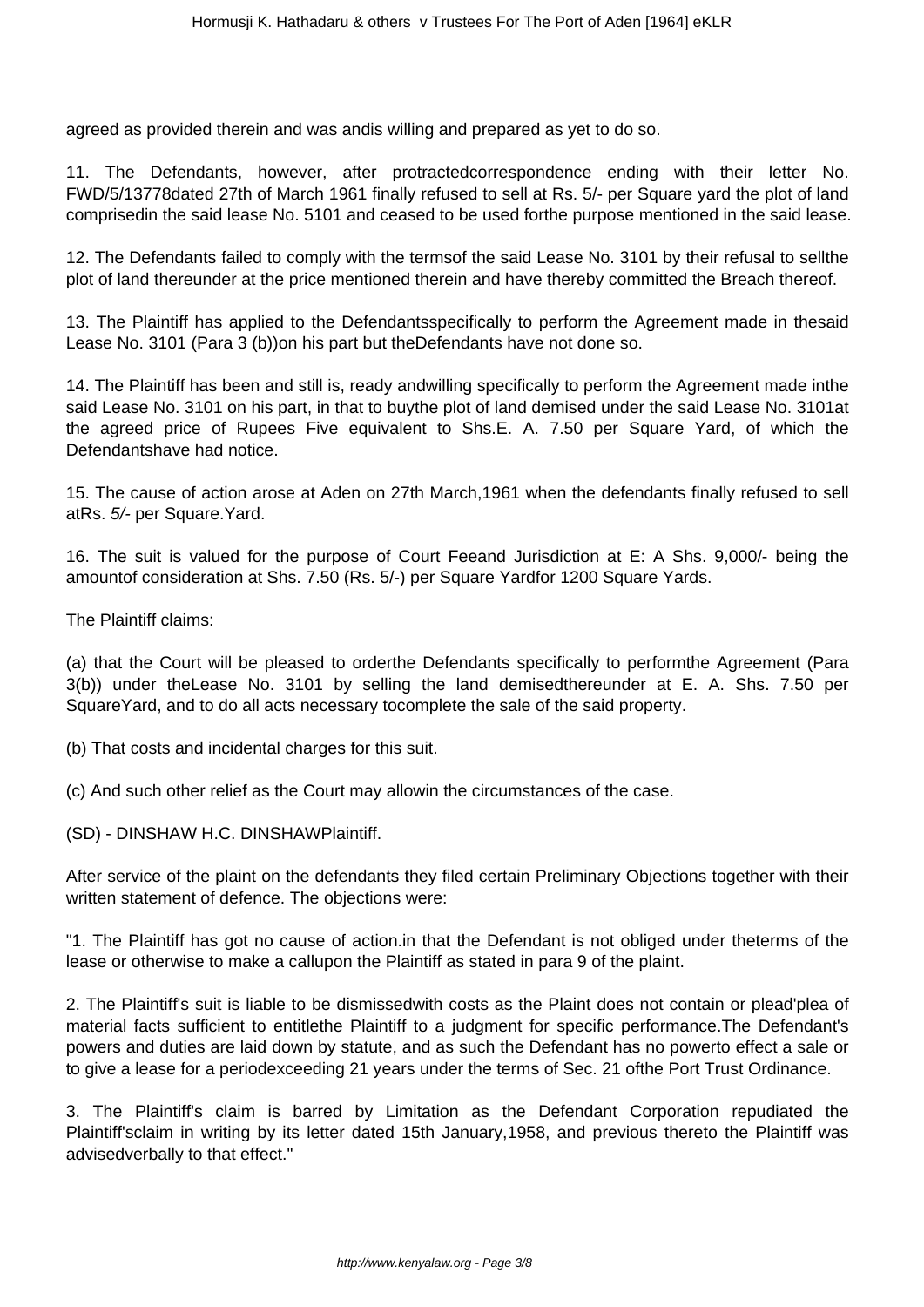agreed as provided therein and was andis willing and prepared as yet to do so.

11. The Defendants, however, after protractedcorrespondence ending with their letter No. FWD/5/13778dated 27th of March 1961 finally refused to sell at Rs. 5/- per Square yard the plot of land comprisedin the said lease No. 5101 and ceased to be used forthe purpose mentioned in the said lease.

12. The Defendants failed to comply with the termsof the said Lease No. 3101 by their refusal to sellthe plot of land thereunder at the price mentioned therein and have thereby committed the Breach thereof.

13. The Plaintiff has applied to the Defendantsspecifically to perform the Agreement made in thesaid Lease No. 3101 (Para 3 (b))on his part but theDefendants have not done so.

14. The Plaintiff has been and still is, ready andwilling specifically to perform the Agreement made inthe said Lease No. 3101 on his part, in that to buythe plot of land demised under the said Lease No. 3101at the agreed price of Rupees Five equivalent to Shs.E. A. 7.50 per Square Yard, of which the Defendantshave had notice.

15. The cause of action arose at Aden on 27th March,1961 when the defendants finally refused to sell atRs. *5/-* per Square.Yard.

16. The suit is valued for the purpose of Court Feeand Jurisdiction at E: A Shs. 9,000/- being the amountof consideration at Shs. 7.50 (Rs. 5/-) per Square Yardfor 1200 Square Yards.

The Plaintiff claims:

(a) that the Court will be pleased to orderthe Defendants specifically to performthe Agreement (Para 3(b)) under theLease No. 3101 by selling the land demisedthereunder at E. A. Shs. 7.50 per SquareYard, and to do all acts necessary tocomplete the sale of the said property.

(b) That costs and incidental charges for this suit.

(c) And such other relief as the Court may allowin the circumstances of the case.

(SD) - DINSHAW H.C. DINSHAWPlaintiff.

After service of the plaint on the defendants they filed certain Preliminary Objections together with their written statement of defence. The objections were:

"1. The Plaintiff has got no cause of action.in that the Defendant is not obliged under theterms of the lease or otherwise to make a callupon the Plaintiff as stated in para 9 of the plaint.

2. The Plaintiff's suit is liable to be dismissedwith costs as the Plaint does not contain or plead'plea of material facts sufficient to entitlethe Plaintiff to a judgment for specific performance.The Defendant's powers and duties are laid down by statute, and as such the Defendant has no powerto effect a sale or to give a lease for a periodexceeding 21 years under the terms of Sec. 21 ofthe Port Trust Ordinance.

3. The Plaintiff's claim is barred by Limitation as the Defendant Corporation repudiated the Plaintiff'sclaim in writing by its letter dated 15th January,1958, and previous thereto the Plaintiff was advisedverbally to that effect."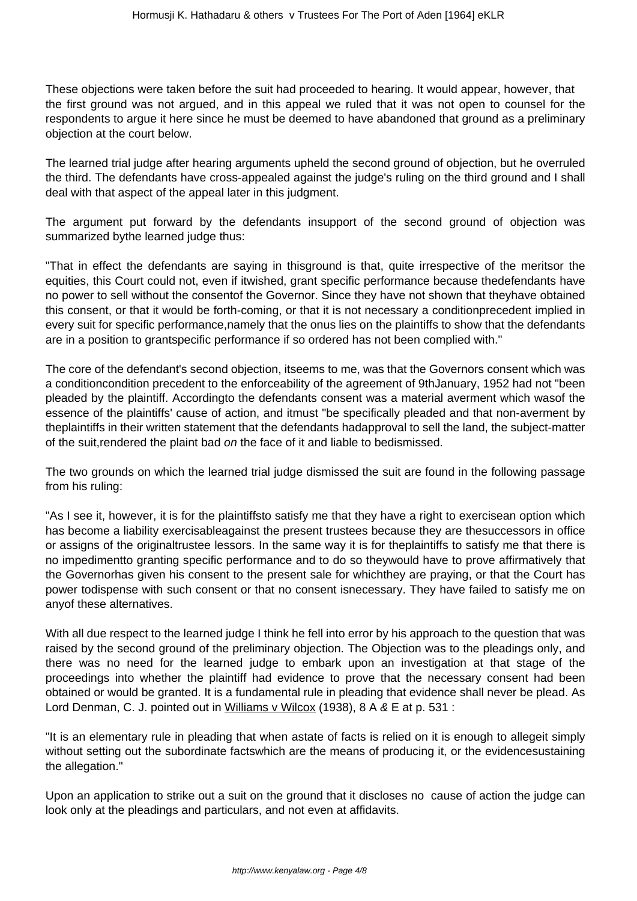These objections were taken before the suit had proceeded to hearing. It would appear, however, that the first ground was not argued, and in this appeal we ruled that it was not open to counsel for the respondents to argue it here since he must be deemed to have abandoned that ground as a preliminary objection at the court below.

The learned trial judge after hearing arguments upheld the second ground of objection, but he overruled the third. The defendants have cross-appealed against the judge's ruling on the third ground and I shall deal with that aspect of the appeal later in this judgment.

The argument put forward by the defendants insupport of the second ground of objection was summarized bythe learned judge thus:

"That in effect the defendants are saying in thisground is that, quite irrespective of the meritsor the equities, this Court could not, even if itwished, grant specific performance because thedefendants have no power to sell without the consentof the Governor. Since they have not shown that theyhave obtained this consent, or that it would be forth-coming, or that it is not necessary a conditionprecedent implied in every suit for specific performance,namely that the onus lies on the plaintiffs to show that the defendants are in a position to grantspecific performance if so ordered has not been complied with."

The core of the defendant's second objection, itseems to me, was that the Governors consent which was a conditioncondition precedent to the enforceability of the agreement of 9thJanuary, 1952 had not "been pleaded by the plaintiff. Accordingto the defendants consent was a material averment which wasof the essence of the plaintiffs' cause of action, and itmust "be specifically pleaded and that non-averment by theplaintiffs in their written statement that the defendants hadapproval to sell the land, the subject-matter of the suit,rendered the plaint bad *on* the face of it and liable to bedismissed.

The two grounds on which the learned trial judge dismissed the suit are found in the following passage from his ruling:

"As I see it, however, it is for the plaintiffsto satisfy me that they have a right to exercisean option which has become a liability exercisableagainst the present trustees because they are thesuccessors in office or assigns of the originaltrustee lessors. In the same way it is for theplaintiffs to satisfy me that there is no impedimentto granting specific performance and to do so theywould have to prove affirmatively that the Governorhas given his consent to the present sale for whichthey are praying, or that the Court has power todispense with such consent or that no consent isnecessary. They have failed to satisfy me on anyof these alternatives.

With all due respect to the learned judge I think he fell into error by his approach to the question that was raised by the second ground of the preliminary objection. The Objection was to the pleadings only, and there was no need for the learned judge to embark upon an investigation at that stage of the proceedings into whether the plaintiff had evidence to prove that the necessary consent had been obtained or would be granted. It is a fundamental rule in pleading that evidence shall never be plead. As Lord Denman, C. J. pointed out in Williams v Wilcox (1938), 8 A *&* E at p. 531 :

"It is an elementary rule in pleading that when astate of facts is relied on it is enough to allegeit simply without setting out the subordinate factswhich are the means of producing it, or the evidencesustaining the allegation."

Upon an application to strike out a suit on the ground that it discloses no cause of action the judge can look only at the pleadings and particulars, and not even at affidavits.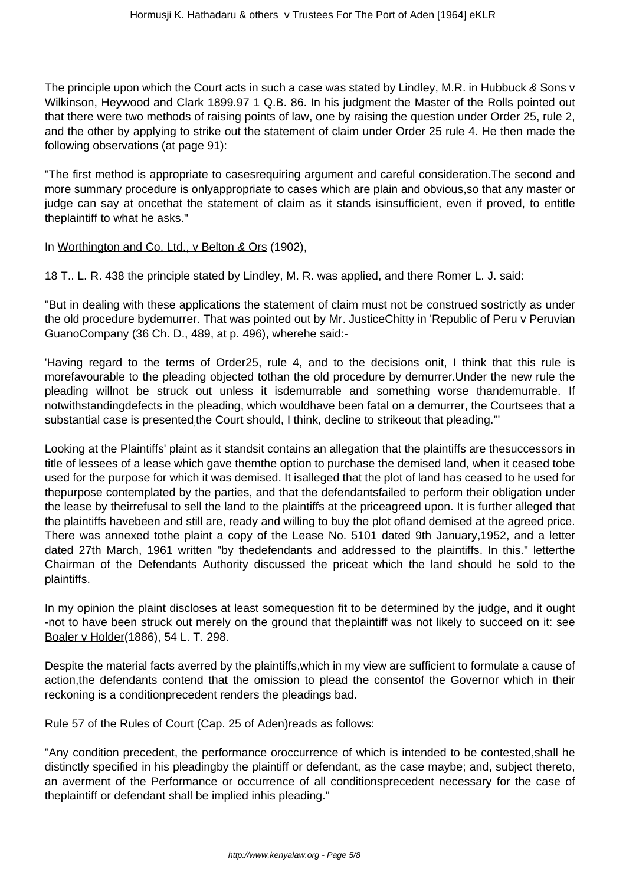The principle upon which the Court acts in such a case was stated by Lindley, M.R. in Hubbuck & Sons v Wilkinson, Heywood and Clark 1899.97 1 Q.B. 86. In his judgment the Master of the Rolls pointed out that there were two methods of raising points of law, one by raising the question under Order 25, rule 2, and the other by applying to strike out the statement of claim under Order 25 rule 4. He then made the following observations (at page 91):

"The first method is appropriate to casesrequiring argument and careful consideration.The second and more summary procedure is onlyappropriate to cases which are plain and obvious,so that any master or judge can say at oncethat the statement of claim as it stands isinsufficient, even if proved, to entitle theplaintiff to what he asks."

In Worthington and Co. Ltd., v Belton & Ors (1902),

18 T.. L. R. 438 the principle stated by Lindley, M. R. was applied, and there Romer L. J. said:

"But in dealing with these applications the statement of claim must not be construed sostrictly as under the old procedure bydemurrer. That was pointed out by Mr. JusticeChitty in 'Republic of Peru v Peruvian GuanoCompany (36 Ch. D., 489, at p. 496), wherehe said:-

'Having regard to the terms of Order25, rule 4, and to the decisions onit, I think that this rule is morefavourable to the pleading objected tothan the old procedure by demurrer.Under the new rule the pleading willnot be struck out unless it isdemurrable and something worse thandemurrable. If notwithstandingdefects in the pleading, which wouldhave been fatal on a demurrer, the Courtsees that a substantial case is presented;the Court should, I think, decline to strikeout that pleading.'"

Looking at the Plaintiffs' plaint as it standsit contains an allegation that the plaintiffs are thesuccessors in title of lessees of a lease which gave themthe option to purchase the demised land, when it ceased tobe used for the purpose for which it was demised. It isalleged that the plot of land has ceased to he used for thepurpose contemplated by the parties, and that the defendantsfailed to perform their obligation under the lease by theirrefusal to sell the land to the plaintiffs at the priceagreed upon. It is further alleged that the plaintiffs havebeen and still are, ready and willing to buy the plot ofland demised at the agreed price. There was annexed tothe plaint a copy of the Lease No. 5101 dated 9th January,1952, and a letter dated 27th March, 1961 written "by thedefendants and addressed to the plaintiffs. In this." letterthe Chairman of the Defendants Authority discussed the priceat which the land should he sold to the plaintiffs.

In my opinion the plaint discloses at least somequestion fit to be determined by the judge, and it ought -not to have been struck out merely on the ground that theplaintiff was not likely to succeed on it: see Boaler v Holder(1886), 54 L. T. 298.

Despite the material facts averred by the plaintiffs,which in my view are sufficient to formulate a cause of action,the defendants contend that the omission to plead the consentof the Governor which in their reckoning is a conditionprecedent renders the pleadings bad.

Rule 57 of the Rules of Court (Cap. 25 of Aden)reads as follows:

"Any condition precedent, the performance oroccurrence of which is intended to be contested,shall he distinctly specified in his pleadingby the plaintiff or defendant, as the case maybe; and, subject thereto, an averment of the Performance or occurrence of all conditionsprecedent necessary for the case of theplaintiff or defendant shall be implied inhis pleading."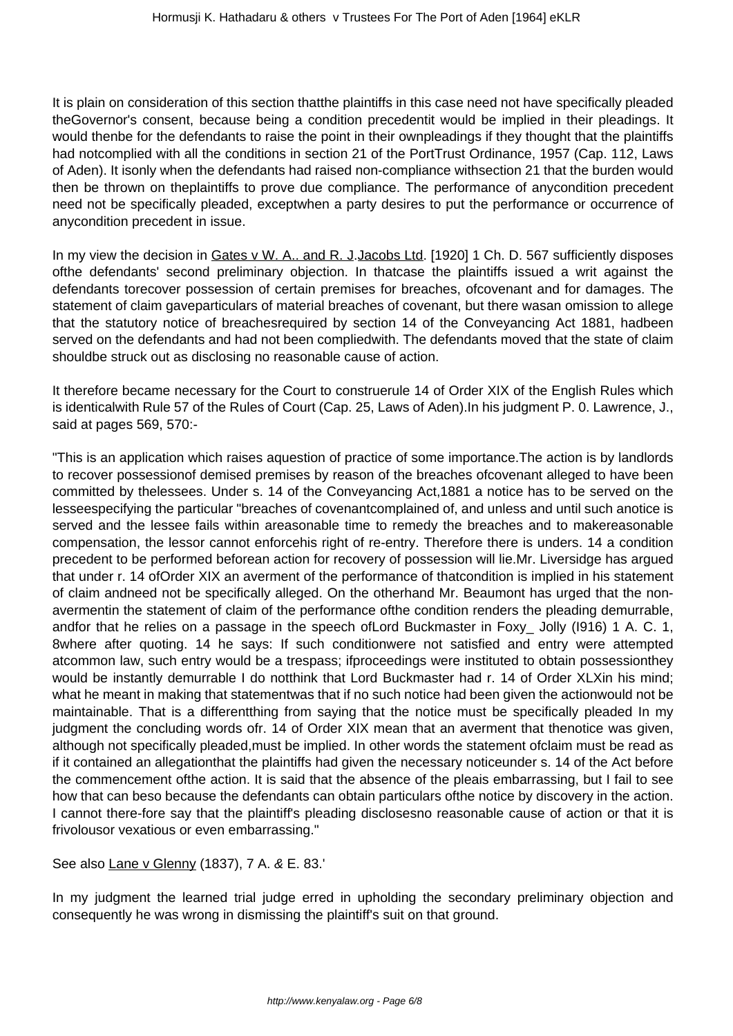It is plain on consideration of this section thatthe plaintiffs in this case need not have specifically pleaded theGovernor's consent, because being a condition precedentit would be implied in their pleadings. It would thenbe for the defendants to raise the point in their ownpleadings if they thought that the plaintiffs had notcomplied with all the conditions in section 21 of the PortTrust Ordinance, 1957 (Cap. 112, Laws of Aden). It isonly when the defendants had raised non-compliance withsection 21 that the burden would then be thrown on theplaintiffs to prove due compliance. The performance of anycondition precedent need not be specifically pleaded, exceptwhen a party desires to put the performance or occurrence of anycondition precedent in issue.

In my view the decision in Gates v W. A.. and R. J.Jacobs Ltd. [1920] 1 Ch. D. 567 sufficiently disposes ofthe defendants' second preliminary objection. In thatcase the plaintiffs issued a writ against the defendants torecover possession of certain premises for breaches, ofcovenant and for damages. The statement of claim gaveparticulars of material breaches of covenant, but there wasan omission to allege that the statutory notice of breachesrequired by section 14 of the Conveyancing Act 1881, hadbeen served on the defendants and had not been compliedwith. The defendants moved that the state of claim shouldbe struck out as disclosing no reasonable cause of action.

It therefore became necessary for the Court to construerule 14 of Order XIX of the English Rules which is identicalwith Rule 57 of the Rules of Court (Cap. 25, Laws of Aden).In his judgment P. 0. Lawrence, J., said at pages 569, 570:-

"This is an application which raises aquestion of practice of some importance.The action is by landlords to recover possessionof demised premises by reason of the breaches ofcovenant alleged to have been committed by thelessees. Under s. 14 of the Conveyancing Act,1881 a notice has to be served on the lesseespecifying the particular "breaches of covenantcomplained of, and unless and until such anotice is served and the lessee fails within areasonable time to remedy the breaches and to makereasonable compensation, the lessor cannot enforcehis right of re-entry. Therefore there is unders. 14 a condition precedent to be performed beforean action for recovery of possession will lie.Mr. Liversidge has argued that under r. 14 ofOrder XIX an averment of the performance of thatcondition is implied in his statement of claim andneed not be specifically alleged. On the otherhand Mr. Beaumont has urged that the non-avermentin the statement of claim of the performance ofthe condition renders the pleading demurrable, andfor that he relies on a passage in the speech ofLord Buckmaster in Foxy_ Jolly (I916) 1 A. C. 1, 8where after quoting. 14 he says: If such conditionwere not satisfied and entry were attempted atcommon law, such entry would be a trespass; ifproceedings were instituted to obtain possessionthey would be instantly demurrable I do notthink that Lord Buckmaster had r. 14 of Order XLXin his mind; what he meant in making that statementwas that if no such notice had been given the actionwould not be maintainable. That is a differentthing from saying that the notice must be specifically pleaded In my judgment the concluding words ofr. 14 of Order XIX mean that an averment that thenotice was given, although not specifically pleaded,must be implied. In other words the statement ofclaim must be read as if it contained an allegationthat the plaintiffs had given the necessary noticeunder s. 14 of the Act before the commencement ofthe action. It is said that the absence of the pleais embarrassing, but I fail to see how that can beso because the defendants can obtain particulars ofthe notice by discovery in the action. I cannot there-fore say that the plaintiff's pleading disclosesno reasonable cause of action or that it is frivolousor vexatious or even embarrassing."

See also Lane v Glenny (1837), 7 A. & E. 83.'

In my judgment the learned trial judge erred in upholding the secondary preliminary objection and consequently he was wrong in dismissing the plaintiff's suit on that ground.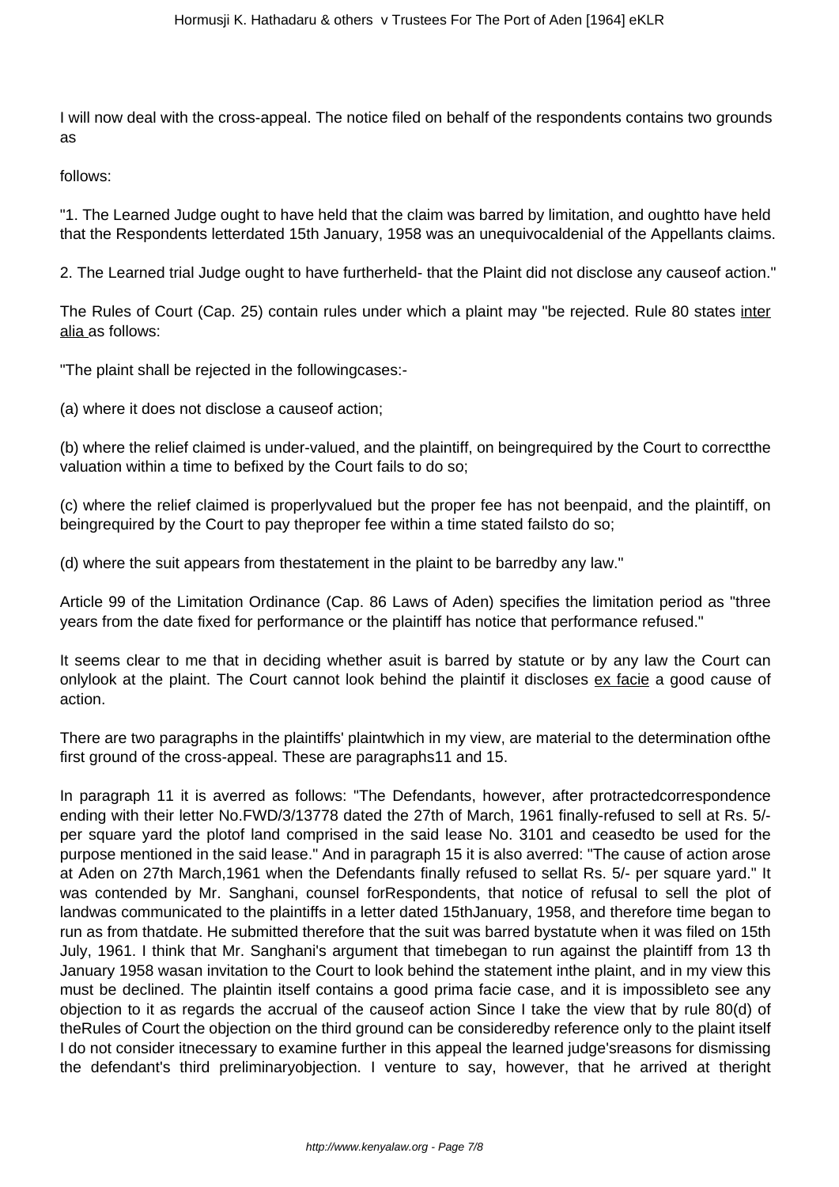I will now deal with the cross-appeal. The notice filed on behalf of the respondents contains two grounds as

follows:

"1. The Learned Judge ought to have held that the claim was barred by limitation, and oughtto have held that the Respondents letterdated 15th January, 1958 was an unequivocaldenial of the Appellants claims.

2. The Learned trial Judge ought to have furtherheld- that the Plaint did not disclose any causeof action."

The Rules of Court (Cap. 25) contain rules under which a plaint may "be rejected. Rule 80 states inter alia as follows:

"The plaint shall be rejected in the followingcases:-

(a) where it does not disclose a causeof action;

(b) where the relief claimed is under-valued, and the plaintiff, on beingrequired by the Court to correctthe valuation within a time to befixed by the Court fails to do so;

(c) where the relief claimed is properlyvalued but the proper fee has not beenpaid, and the plaintiff, on beingrequired by the Court to pay theproper fee within a time stated failsto do so;

(d) where the suit appears from thestatement in the plaint to be barredby any law."

Article 99 of the Limitation Ordinance (Cap. 86 Laws of Aden) specifies the limitation period as "three years from the date fixed for performance or the plaintiff has notice that performance refused."

It seems clear to me that in deciding whether asuit is barred by statute or by any law the Court can onlylook at the plaint. The Court cannot look behind the plaintif it discloses ex facie a good cause of action.

There are two paragraphs in the plaintiffs' plaintwhich in my view, are material to the determination ofthe first ground of the cross-appeal. These are paragraphs11 and 15.

In paragraph 11 it is averred as follows: "The Defendants, however, after protractedcorrespondence ending with their letter No.FWD/3/13778 dated the 27th of March, 1961 finally-refused to sell at Rs. 5/- per square yard the plotof land comprised in the said lease No. 3101 and ceasedto be used for the purpose mentioned in the said lease." And in paragraph 15 it is also averred: "The cause of action arose at Aden on 27th March,1961 when the Defendants finally refused to sellat Rs. 5/- per square yard." It was contended by Mr. Sanghani, counsel forRespondents, that notice of refusal to sell the plot of landwas communicated to the plaintiffs in a letter dated 15thJanuary, 1958, and therefore time began to run as from thatdate. He submitted therefore that the suit was barred bystatute when it was filed on 15th July, 1961. I think that Mr. Sanghani's argument that timebegan to run against the plaintiff from 13 th January 1958 wasan invitation to the Court to look behind the statement inthe plaint, and in my view this must be declined. The plaintin itself contains a good prima facie case, and it is impossibleto see any objection to it as regards the accrual of the causeof action Since I take the view that by rule 80(d) of theRules of Court the objection on the third ground can be consideredby reference only to the plaint itself I do not consider itnecessary to examine further in this appeal the learned judge'sreasons for dismissing the defendant's third preliminaryobjection. I venture to say, however, that he arrived at theright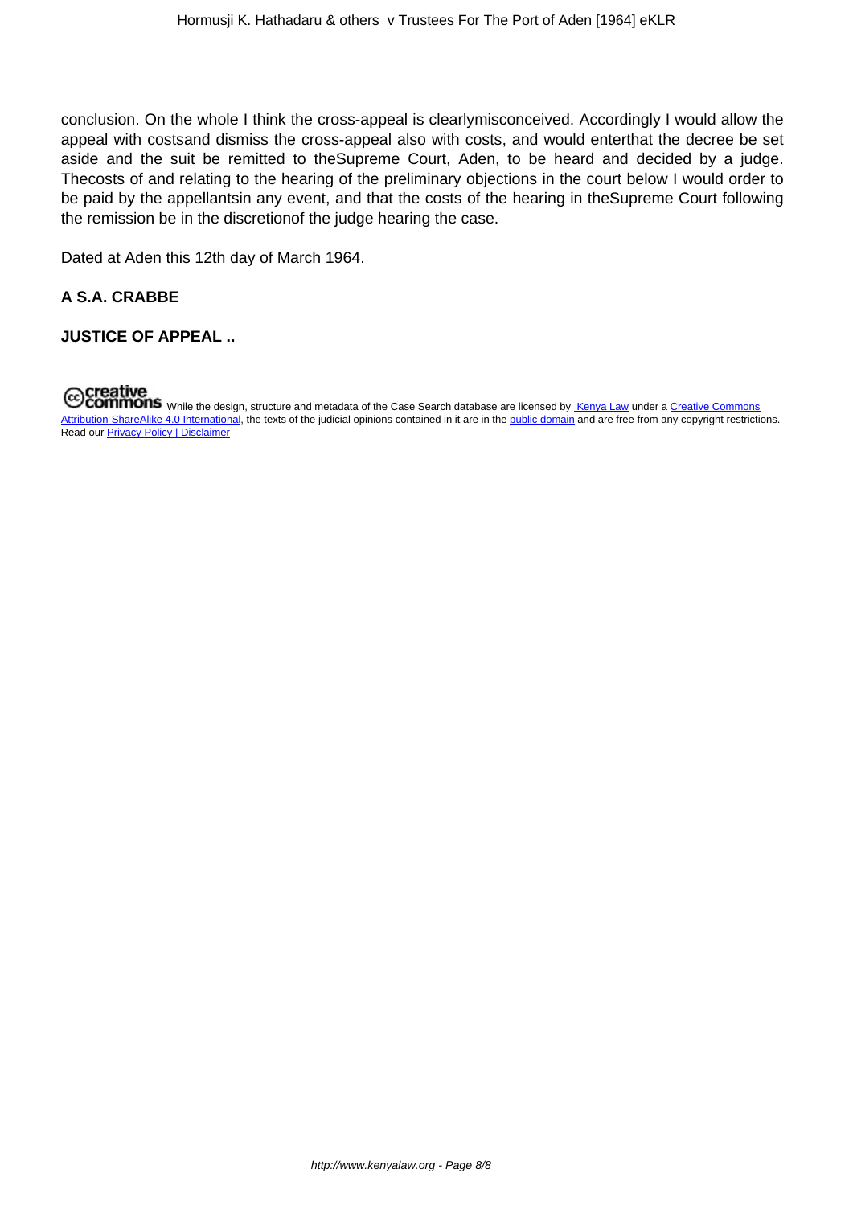conclusion. On the whole I think the cross-appeal is clearlymisconceived. Accordingly I would allow the appeal with costsand dismiss the cross-appeal also with costs, and would enterthat the decree be set aside and the suit be remitted to theSupreme Court, Aden, to be heard and decided by a judge. Thecosts of and relating to the hearing of the preliminary objections in the court below I would order to be paid by the appellantsin any event, and that the costs of the hearing in theSupreme Court following the remission be in the discretionof the judge hearing the case.

Dated at Aden this 12th day of March 1964.

**A S.A. CRABBE**

**JUSTICE OF APPEAL ..**

While the design, structure and metadata of the Case Search database are licensed by Kenya Law under a Creative Commons Attribution-ShareAlike 4.0 International, the texts of the judicial opinions contained in it are in the public domain and are free from any copyright restrictions. Read our Privacy Policy | Disclaimer